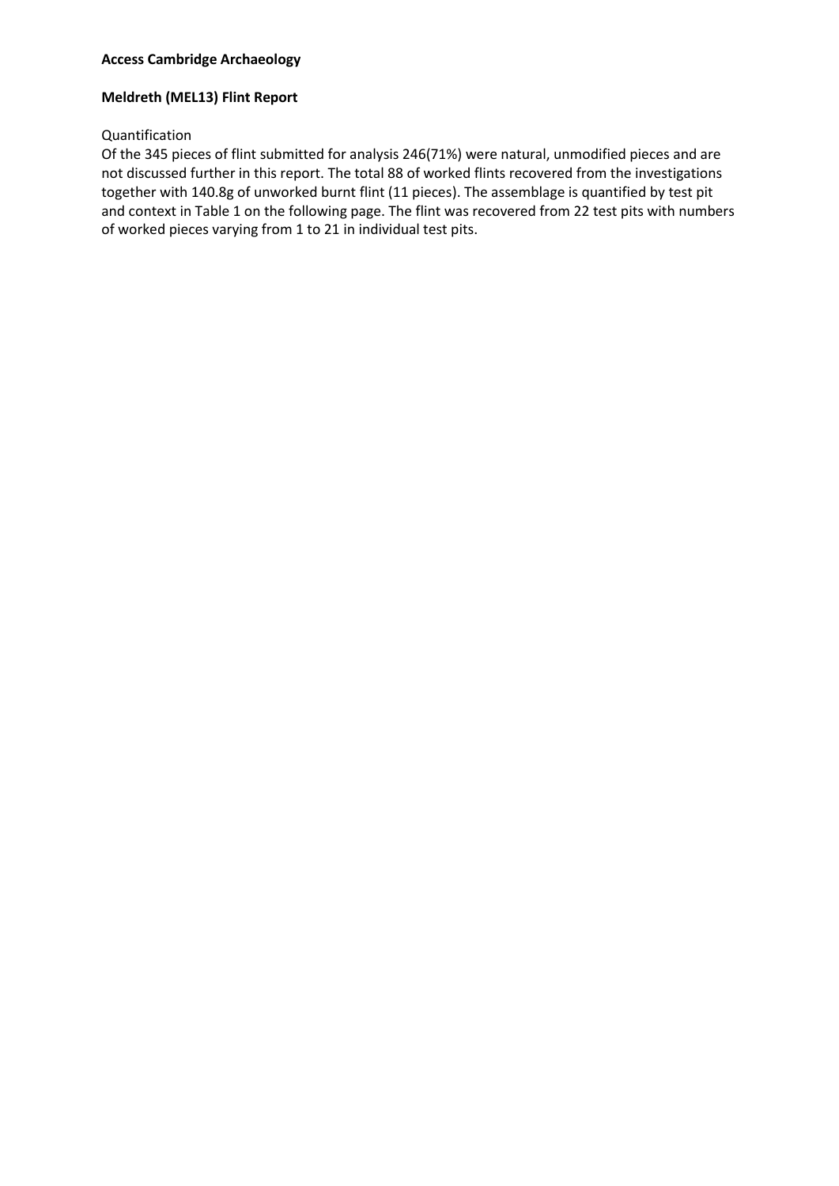**Access Cambridge Archaeology**

**Meldreth (MEL13) Flint Report**

Quantification

Of the 345 pieces of flint submitted for analysis 246(71%) were natural, unmodified pieces and are not discussed further in this report. The total 88 of worked flints recovered from the investigations together with 140.8g of unworked burnt flint (11 pieces). The assemblage is quantified by test pit and context in Table 1 on the following page. The flint was recovered from 22 test pits with numbers of worked pieces varying from 1 to 21 in individual test pits.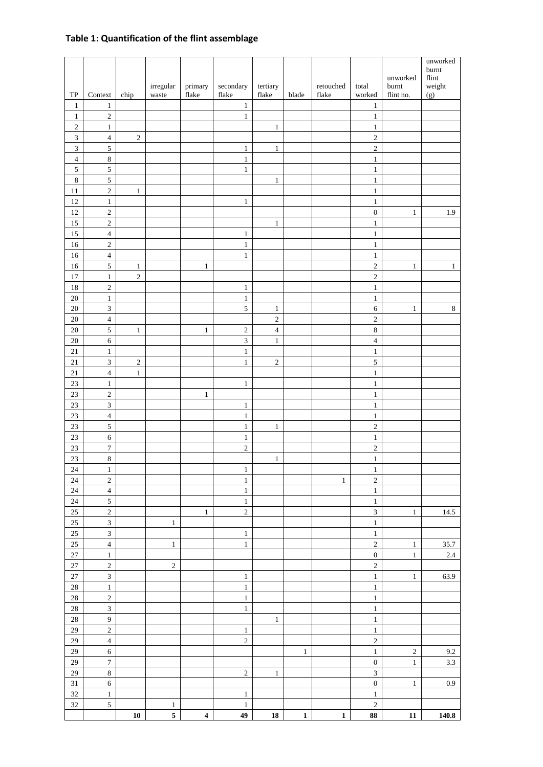**Table 1: Quantification of the flint assemblage**

| TP | Context | chip | irregular waste | primary flake | secondary flake | tertiary flake | blade | retouched flake | total worked | unworked burnt flint no. | unworked burnt flint weight (g) |
|---|---|---|---|---|---|---|---|---|---|---|---|
| 1 | 1 | | | | 1 | | | | 1 | | |
| 1 | 2 | | | | 1 | | | | 1 | | |
| 2 | 1 | | | | | 1 | | | 1 | | |
| 3 | 4 | 2 | | | | | | | 2 | | |
| 3 | 5 | | | | 1 | 1 | | | 2 | | |
| 4 | 8 | | | | 1 | | | | 1 | | |
| 5 | 5 | | | | 1 | | | | 1 | | |
| 8 | 5 | | | | | 1 | | | 1 | | |
| 11 | 2 | 1 | | | | | | | 1 | | |
| 12 | 1 | | | | 1 | | | | 1 | | |
| 12 | 2 | | | | | | | | 0 | 1 | 1.9 |
| 15 | 2 | | | | | 1 | | | 1 | | |
| 15 | 4 | | | | 1 | | | | 1 | | |
| 16 | 2 | | | | 1 | | | | 1 | | |
| 16 | 4 | | | | 1 | | | | 1 | | |
| 16 | 5 | 1 | | 1 | | | | | 2 | 1 | 1 |
| 17 | 1 | 2 | | | | | | | 2 | | |
| 18 | 2 | | | | 1 | | | | 1 | | |
| 20 | 1 | | | | 1 | | | | 1 | | |
| 20 | 3 | | | | 5 | 1 | | | 6 | 1 | 8 |
| 20 | 4 | | | | | 2 | | | 2 | | |
| 20 | 5 | 1 | | 1 | 2 | 4 | | | 8 | | |
| 20 | 6 | | | | 3 | 1 | | | 4 | | |
| 21 | 1 | | | | 1 | | | | 1 | | |
| 21 | 3 | 2 | | | 1 | 2 | | | 5 | | |
| 21 | 4 | 1 | | | | | | | 1 | | |
| 23 | 1 | | | | 1 | | | | 1 | | |
| 23 | 2 | | | 1 | | | | | 1 | | |
| 23 | 3 | | | | 1 | | | | 1 | | |
| 23 | 4 | | | | 1 | | | | 1 | | |
| 23 | 5 | | | | 1 | 1 | | | 2 | | |
| 23 | 6 | | | | 1 | | | | 1 | | |
| 23 | 7 | | | | 2 | | | | 2 | | |
| 23 | 8 | | | | | 1 | | | 1 | | |
| 24 | 1 | | | | 1 | | | | 1 | | |
| 24 | 2 | | | | 1 | | | 1 | 2 | | |
| 24 | 4 | | | | 1 | | | | 1 | | |
| 24 | 5 | | | | 1 | | | | 1 | | |
| 25 | 2 | | | 1 | 2 | | | | 3 | 1 | 14.5 |
| 25 | 3 | | 1 | | | | | | 1 | | |
| 25 | 3 | | | | 1 | | | | 1 | | |
| 25 | 4 | | 1 | | 1 | | | | 2 | 1 | 35.7 |
| 27 | 1 | | | | | | | | 0 | 1 | 2.4 |
| 27 | 2 | | 2 | | | | | | 2 | | |
| 27 | 3 | | | | 1 | | | | 1 | 1 | 63.9 |
| 28 | 1 | | | | 1 | | | | 1 | | |
| 28 | 2 | | | | 1 | | | | 1 | | |
| 28 | 3 | | | | 1 | | | | 1 | | |
| 28 | 9 | | | | | 1 | | | 1 | | |
| 29 | 2 | | | | 1 | | | | 1 | | |
| 29 | 4 | | | | 2 | | | | 2 | | |
| 29 | 6 | | | | | | 1 | | 1 | 2 | 9.2 |
| 29 | 7 | | | | | | | | 0 | 1 | 3.3 |
| 29 | 8 | | | | 2 | 1 | | | 3 | | |
| 31 | 6 | | | | | | | | 0 | 1 | 0.9 |
| 32 | 1 | | | | 1 | | | | 1 | | |
| 32 | 5 | | 1 | | 1 | | | | 2 | | |
| | | **10** | **5** | **4** | **49** | **18** | **1** | **1** | **88** | **11** | **140.8** |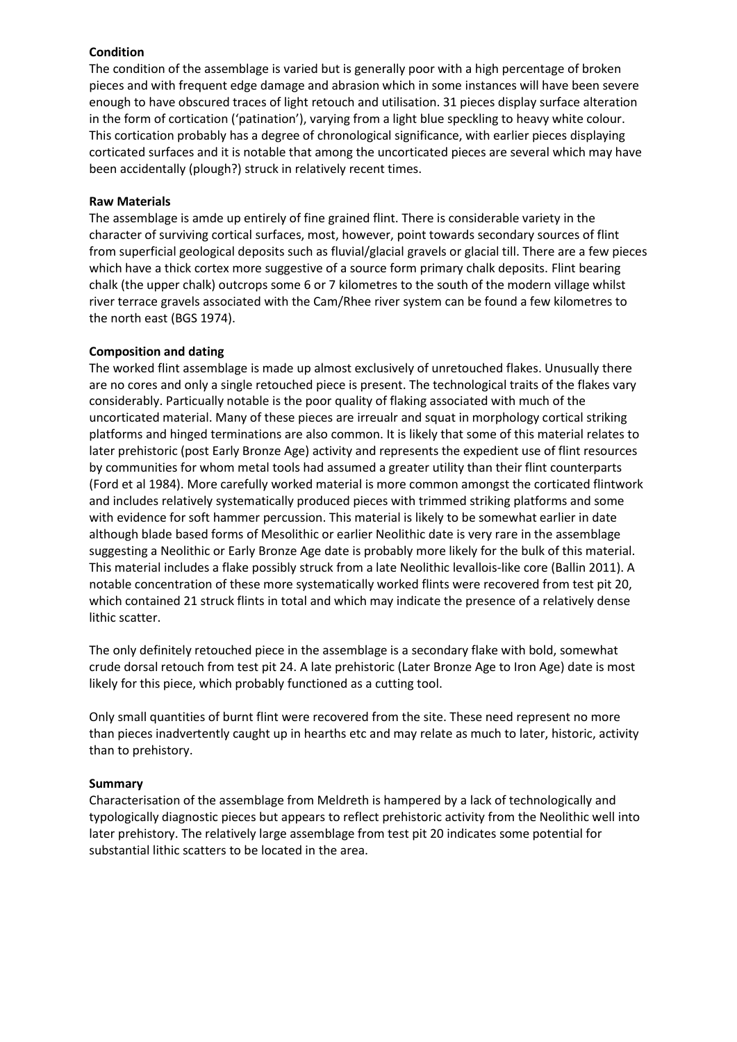**Condition**

The condition of the assemblage is varied but is generally poor with a high percentage of broken pieces and with frequent edge damage and abrasion which in some instances will have been severe enough to have obscured traces of light retouch and utilisation. 31 pieces display surface alteration in the form of cortication ('patination'), varying from a light blue speckling to heavy white colour. This cortication probably has a degree of chronological significance, with earlier pieces displaying corticated surfaces and it is notable that among the uncorticated pieces are several which may have been accidentally (plough?) struck in relatively recent times.

**Raw Materials**

The assemblage is amde up entirely of fine grained flint. There is considerable variety in the character of surviving cortical surfaces, most, however, point towards secondary sources of flint from superficial geological deposits such as fluvial/glacial gravels or glacial till. There are a few pieces which have a thick cortex more suggestive of a source form primary chalk deposits. Flint bearing chalk (the upper chalk) outcrops some 6 or 7 kilometres to the south of the modern village whilst river terrace gravels associated with the Cam/Rhee river system can be found a few kilometres to the north east (BGS 1974).

**Composition and dating**

The worked flint assemblage is made up almost exclusively of unretouched flakes. Unusually there are no cores and only a single retouched piece is present. The technological traits of the flakes vary considerably. Particually notable is the poor quality of flaking associated with much of the uncorticated material. Many of these pieces are irreualr and squat in morphology cortical striking platforms and hinged terminations are also common. It is likely that some of this material relates to later prehistoric (post Early Bronze Age) activity and represents the expedient use of flint resources by communities for whom metal tools had assumed a greater utility than their flint counterparts (Ford et al 1984). More carefully worked material is more common amongst the corticated flintwork and includes relatively systematically produced pieces with trimmed striking platforms and some with evidence for soft hammer percussion. This material is likely to be somewhat earlier in date although blade based forms of Mesolithic or earlier Neolithic date is very rare in the assemblage suggesting a Neolithic or Early Bronze Age date is probably more likely for the bulk of this material. This material includes a flake possibly struck from a late Neolithic levallois-like core (Ballin 2011). A notable concentration of these more systematically worked flints were recovered from test pit 20, which contained 21 struck flints in total and which may indicate the presence of a relatively dense lithic scatter.

The only definitely retouched piece in the assemblage is a secondary flake with bold, somewhat crude dorsal retouch from test pit 24. A late prehistoric (Later Bronze Age to Iron Age) date is most likely for this piece, which probably functioned as a cutting tool.

Only small quantities of burnt flint were recovered from the site. These need represent no more than pieces inadvertently caught up in hearths etc and may relate as much to later, historic, activity than to prehistory.

**Summary**

Characterisation of the assemblage from Meldreth is hampered by a lack of technologically and typologically diagnostic pieces but appears to reflect prehistoric activity from the Neolithic well into later prehistory. The relatively large assemblage from test pit 20 indicates some potential for substantial lithic scatters to be located in the area.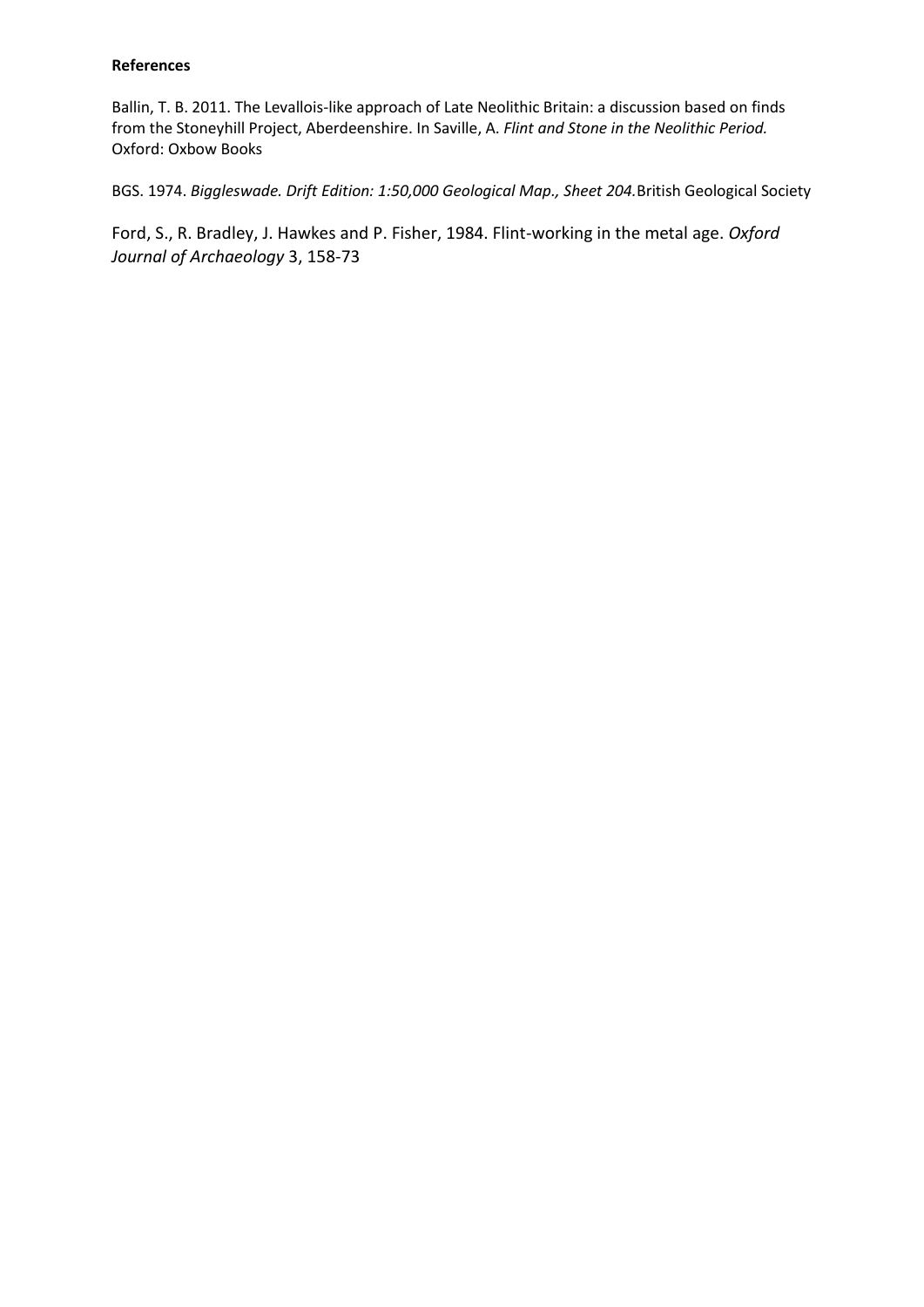**References**

Ballin, T. B. 2011. The Levallois-like approach of Late Neolithic Britain: a discussion based on finds from the Stoneyhill Project, Aberdeenshire. In Saville, A. *Flint and Stone in the Neolithic Period.* Oxford: Oxbow Books

BGS. 1974. *Biggleswade. Drift Edition: 1:50,000 Geological Map., Sheet 204.* British Geological Society

Ford, S., R. Bradley, J. Hawkes and P. Fisher, 1984. Flint-working in the metal age. *Oxford Journal of Archaeology* 3, 158-73